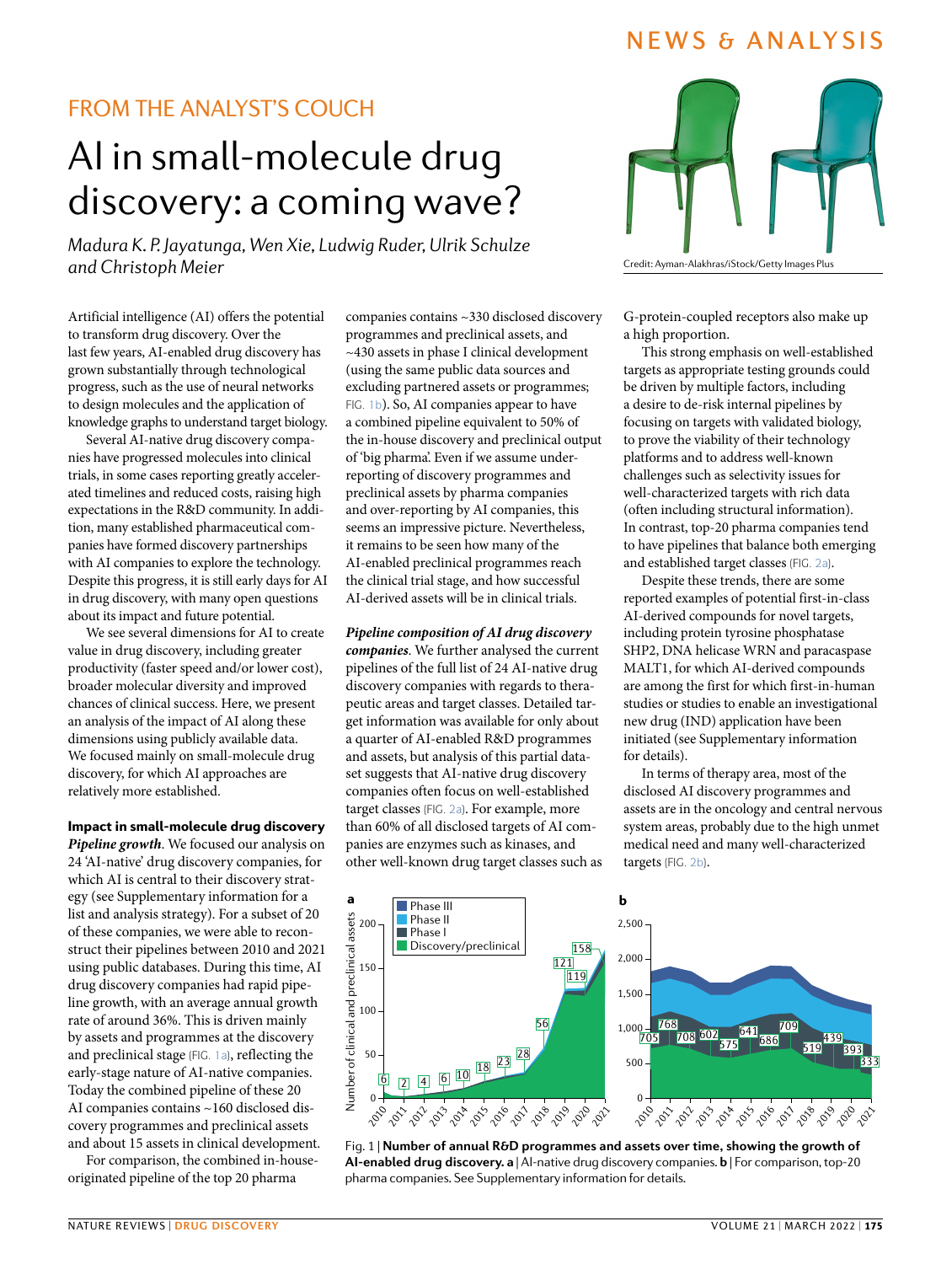## FROM THE ANALYST'S COUCH

# AI in small-molecule drug discovery: a coming wave?

*Madura K. P. Jayatunga, Wen Xie, Ludwig Ruder, Ulrik Schulze and Christoph Meier*

Credit: Ayman-Alakhras/iStock/Getty Images Plus

Artificial intelligence (AI) offers the potential to transform drug discovery. Over the last few years, AI-enabled drug discovery has grown substantially through technological progress, such as the use of neural networks to design molecules and the application of knowledge graphs to understand target biology.

Several AI-native drug discovery companies have progressed molecules into clinical trials, in some cases reporting greatly accelerated timelines and reduced costs, raising high expectations in the R&D community. In addition, many established pharmaceutical companies have formed discovery partnerships with AI companies to explore the technology. Despite this progress, it is still early days for AI in drug discovery, with many open questions about its impact and future potential.

We see several dimensions for AI to create value in drug discovery, including greater productivity (faster speed and/or lower cost), broader molecular diversity and improved chances of clinical success. Here, we present an analysis of the impact of AI along these dimensions using publicly available data. We focused mainly on small-molecule drug discovery, for which AI approaches are relatively more established.

**Impact in small-molecule drug discovery**

***Pipeline growth***. We focused our analysis on 24 'AI-native' drug discovery companies, for which AI is central to their discovery strategy (see Supplementary information for a list and analysis strategy). For a subset of 20 of these companies, we were able to reconstruct their pipelines between 2010 and 2021 using public databases. During this time, AI drug discovery companies had rapid pipeline growth, with an average annual growth rate of around 36%. This is driven mainly by assets and programmes at the discovery and preclinical stage (FIG. 1a), reflecting the early-stage nature of AI-native companies. Today the combined pipeline of these 20 AI companies contains ~160 disclosed discovery programmes and preclinical assets and about 15 assets in clinical development.

For comparison, the combined in-house-originated pipeline of the top 20 pharma companies contains ~330 disclosed discovery programmes and preclinical assets, and ~430 assets in phase I clinical development (using the same public data sources and excluding partnered assets or programmes; FIG. 1b). So, AI companies appear to have a combined pipeline equivalent to 50% of the in-house discovery and preclinical output of 'big pharma'. Even if we assume under-reporting of discovery programmes and preclinical assets by pharma companies and over-reporting by AI companies, this seems an impressive picture. Nevertheless, it remains to be seen how many of the AI-enabled preclinical programmes reach the clinical trial stage, and how successful AI-derived assets will be in clinical trials.

***Pipeline composition of AI drug discovery companies***. We further analysed the current pipelines of the full list of 24 AI-native drug discovery companies with regards to therapeutic areas and target classes. Detailed target information was available for only about a quarter of AI-enabled R&D programmes and assets, but analysis of this partial dataset suggests that AI-native drug discovery companies often focus on well-established target classes (FIG. 2a). For example, more than 60% of all disclosed targets of AI companies are enzymes such as kinases, and other well-known drug target classes such as G-protein-coupled receptors also make up a high proportion.

This strong emphasis on well-established targets as appropriate testing grounds could be driven by multiple factors, including a desire to de-risk internal pipelines by focusing on targets with validated biology, to prove the viability of their technology platforms and to address well-known challenges such as selectivity issues for well-characterized targets with rich data (often including structural information). In contrast, top-20 pharma companies tend to have pipelines that balance both emerging and established target classes (FIG. 2a).

Despite these trends, there are some reported examples of potential first-in-class AI-derived compounds for novel targets, including protein tyrosine phosphatase SHP2, DNA helicase WRN and paracaspase MALT1, for which AI-derived compounds are among the first for which first-in-human studies or studies to enable an investigational new drug (IND) application have been initiated (see Supplementary information for details).

In terms of therapy area, most of the disclosed AI discovery programmes and assets are in the oncology and central nervous system areas, probably due to the high unmet medical need and many well-characterized targets (FIG. 2b).

Fig. 1 | **Number of annual R&D programmes and assets over time, showing the growth of AI-enabled drug discovery. a** | AI-native drug discovery companies. **b** | For comparison, top-20 pharma companies. See Supplementary information for details.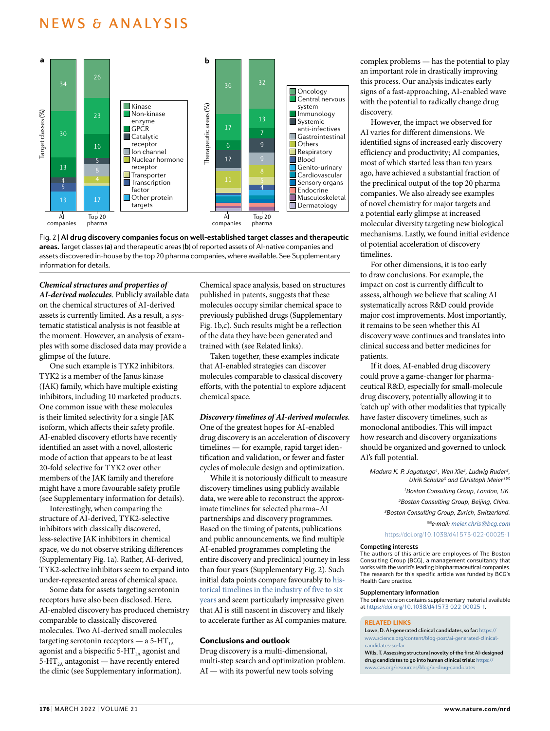a

Target classes (%)

34
30
13
4
5
13

26
23
16
5
8
4
17

AI companies

Top 20 pharma

Kinase
Non-kinase enzyme
GPCR
Catalytic receptor
Ion channel
Nuclear hormone receptor
Transporter
Transcription factor
Other protein targets

b

Therapeutic areas (%)

36
17
6
12
11

32
13
7
9
9
8
5
4

AI companies

Top 20 pharma

Oncology
Central nervous system
Immunology
Systemic anti-infectives
Gastrointestinal
Others
Respiratory
Blood
Genito-urinary
Cardiovascular
Sensory organs
Endocrine
Musculoskeletal
Dermatology

Fig. 2 | **AI drug discovery companies focus on well-established target classes and therapeutic areas.** Target classes (**a**) and therapeutic areas (**b**) of reported assets of AI-native companies and assets discovered in-house by the top 20 pharma companies, where available. See Supplementary information for details.

***Chemical structures and properties of AI-derived molecules***. Publicly available data on the chemical structures of AI-derived assets is currently limited. As a result, a systematic statistical analysis is not feasible at the moment. However, an analysis of examples with some disclosed data may provide a glimpse of the future.

One such example is TYK2 inhibitors. TYK2 is a member of the Janus kinase (JAK) family, which have multiple existing inhibitors, including 10 marketed products. One common issue with these molecules is their limited selectivity for a single JAK isoform, which affects their safety profile. AI-enabled discovery efforts have recently identified an asset with a novel, allosteric mode of action that appears to be at least 20-fold selective for TYK2 over other members of the JAK family and therefore might have a more favourable safety profile (see Supplementary information for details).

Interestingly, when comparing the structure of AI-derived, TYK2-selective inhibitors with classically discovered, less-selective JAK inhibitors in chemical space, we do not observe striking differences (Supplementary Fig. 1a). Rather, AI-derived, TYK2-selective inhibitors seem to expand into under-represented areas of chemical space.

Some data for assets targeting serotonin receptors have also been disclosed. Here, AI-enabled discovery has produced chemistry comparable to classically discovered molecules. Two AI-derived small molecules targeting serotonin receptors — a $5\text{-HT}_{1A}$ agonist and a bispecific $5\text{-HT}_{1A}$ agonist and $5\text{-HT}_{2A}$ antagonist — have recently entered the clinic (see Supplementary information).

Chemical space analysis, based on structures published in patents, suggests that these molecules occupy similar chemical space to previously published drugs (Supplementary Fig. 1b,c). Such results might be a reflection of the data they have been generated and trained with (see Related links).

Taken together, these examples indicate that AI-enabled strategies can discover molecules comparable to classical discovery efforts, with the potential to explore adjacent chemical space.

***Discovery timelines of AI-derived molecules***. One of the greatest hopes for AI-enabled drug discovery is an acceleration of discovery timelines — for example, rapid target identification and validation, or fewer and faster cycles of molecule design and optimization.

While it is notoriously difficult to measure discovery timelines using publicly available data, we were able to reconstruct the approximate timelines for selected pharma–AI partnerships and discovery programmes. Based on the timing of patents, publications and public announcements, we find multiple AI-enabled programmes completing the entire discovery and preclinical journey in less than four years (Supplementary Fig. 2). Such initial data points compare favourably to historical timelines in the industry of five to six years and seem particularly impressive given that AI is still nascent in discovery and likely to accelerate further as AI companies mature.

## Conclusions and outlook

Drug discovery is a multi-dimensional, multi-step search and optimization problem. AI — with its powerful new tools solving complex problems — has the potential to play an important role in drastically improving this process. Our analysis indicates early signs of a fast-approaching, AI-enabled wave with the potential to radically change drug discovery.

However, the impact we observed for AI varies for different dimensions. We identified signs of increased early discovery efficiency and productivity; AI companies, most of which started less than ten years ago, have achieved a substantial fraction of the preclinical output of the top 20 pharma companies. We also already see examples of novel chemistry for major targets and a potential early glimpse at increased molecular diversity targeting new biological mechanisms. Lastly, we found initial evidence of potential acceleration of discovery timelines.

For other dimensions, it is too early to draw conclusions. For example, the impact on cost is currently difficult to assess, although we believe that scaling AI systematically across R&D could provide major cost improvements. Most importantly, it remains to be seen whether this AI discovery wave continues and translates into clinical success and better medicines for patients.

If it does, AI-enabled drug discovery could prove a game-changer for pharmaceutical R&D, especially for small-molecule drug discovery, potentially allowing it to 'catch up' with other modalities that typically have faster discovery timelines, such as monoclonal antibodies. This will impact how research and discovery organizations should be organized and governed to unlock AI's full potential.

*Madura K. P. Jayatunga[1], Wen Xie[2], Ludwig Ruder[3], Ulrik Schulze[3] and Christoph Meier[1]✉*

*[1]Boston Consulting Group, London, UK.*
*[2]Boston Consulting Group, Beijing, China.*
*[3]Boston Consulting Group, Zurich, Switzerland.*
*✉e-mail: meier.chris@bcg.com*

https://doi.org/10.1038/d41573-022-00025-1

**Competing interests**

The authors of this article are employees of The Boston Consulting Group (BCG), a management consultancy that works with the world's leading biopharmaceutical companies. The research for this specific article was funded by BCG's Health Care practice.

**Supplementary information**

The online version contains supplementary material available at https://doi.org/10.1038/d41573-022-00025-1.

**RELATED LINKS**

**Lowe, D. AI-generated clinical candidates, so far:** https://www.science.org/content/blog-post/ai-generated-clinical-candidates-so-far

**Wills, T. Assessing structural novelty of the first AI-designed drug candidates to go into human clinical trials:** https://www.cas.org/resources/blog/ai-drug-candidates